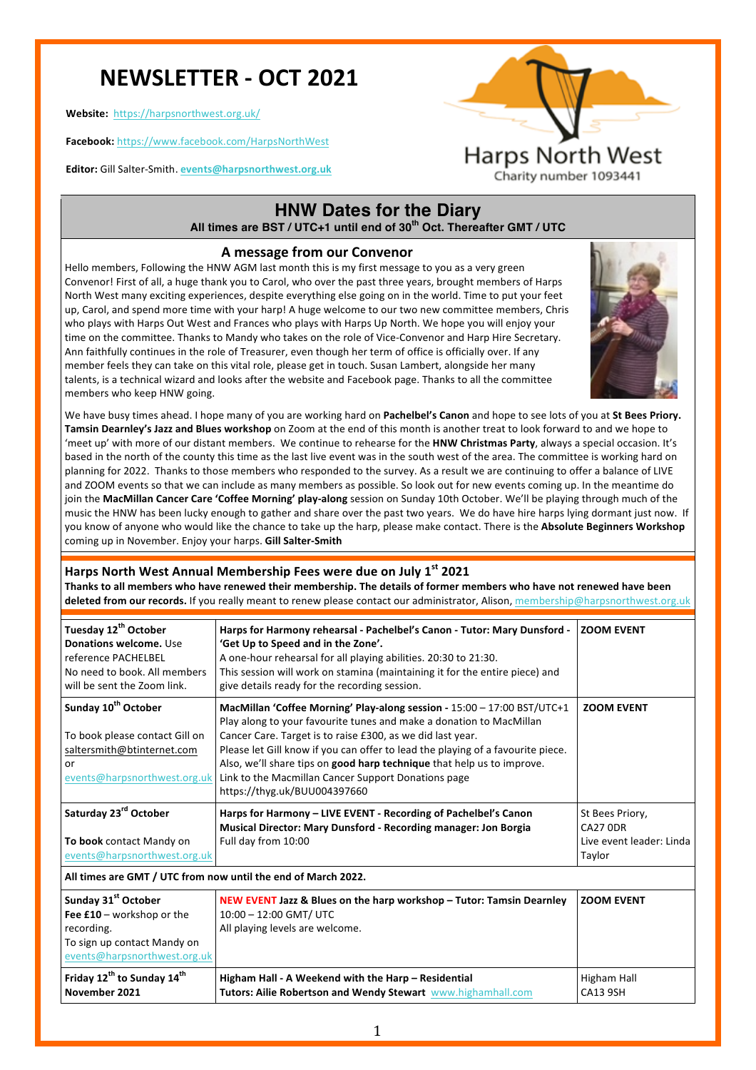# NEWSLETTER - OCT 2021

**Website:** https://harpsnorthwest.org.uk/

**Facebook:** https://www.facebook.com/HarpsNorthWest

**Editor:** Gill Salter-Smith. **events@harpsnorthwest.org.uk**

Harps North West
Charity number 1093441

## HNW Dates for the Diary

**All times are BST / UTC+1 until end of 30th Oct. Thereafter GMT / UTC**

### A message from our Convenor

Hello members, Following the HNW AGM last month this is my first message to you as a very green Convenor! First of all, a huge thank you to Carol, who over the past three years, brought members of Harps North West many exciting experiences, despite everything else going on in the world. Time to put your feet up, Carol, and spend more time with your harp! A huge welcome to our two new committee members, Chris who plays with Harps Out West and Frances who plays with Harps Up North. We hope you will enjoy your time on the committee. Thanks to Mandy who takes on the role of Vice-Convenor and Harp Hire Secretary. Ann faithfully continues in the role of Treasurer, even though her term of office is officially over. If any member feels they can take on this vital role, please get in touch. Susan Lambert, alongside her many talents, is a technical wizard and looks after the website and Facebook page. Thanks to all the committee members who keep HNW going.

We have busy times ahead. I hope many of you are working hard on **Pachelbel's Canon** and hope to see lots of you at **St Bees Priory. Tamsin Dearnley's Jazz and Blues workshop** on Zoom at the end of this month is another treat to look forward to and we hope to 'meet up' with more of our distant members. We continue to rehearse for the **HNW Christmas Party**, always a special occasion. It's based in the north of the county this time as the last live event was in the south west of the area. The committee is working hard on planning for 2022. Thanks to those members who responded to the survey. As a result we are continuing to offer a balance of LIVE and ZOOM events so that we can include as many members as possible. So look out for new events coming up. In the meantime do join the **MacMillan Cancer Care 'Coffee Morning' play-along** session on Sunday 10th October. We'll be playing through much of the music the HNW has been lucky enough to gather and share over the past two years. We do have hire harps lying dormant just now. If you know of anyone who would like the chance to take up the harp, please make contact. There is the **Absolute Beginners Workshop** coming up in November. Enjoy your harps. **Gill Salter-Smith**

### Harps North West Annual Membership Fees were due on July 1st 2021

**Thanks to all members who have renewed their membership. The details of former members who have not renewed have been deleted from our records.** If you really meant to renew please contact our administrator, Alison, membership@harpsnorthwest.org.uk

| Date | Event | Location |
|---|---|---|
| **Tuesday 12th October** **Donations welcome.** Use reference PACHELBEL No need to book. All members will be sent the Zoom link. | **Harps for Harmony rehearsal - Pachelbel's Canon - Tutor: Mary Dunsford - 'Get Up to Speed and in the Zone'.** A one-hour rehearsal for all playing abilities. 20:30 to 21:30. This session will work on stamina (maintaining it for the entire piece) and give details ready for the recording session. | **ZOOM EVENT** |
| **Sunday 10th October** To book please contact Gill on saltersmith@btinternet.com or events@harpsnorthwest.org.uk | **MacMillan 'Coffee Morning' Play-along session -** 15:00 – 17:00 BST/UTC+1 Play along to your favourite tunes and make a donation to MacMillan Cancer Care. Target is to raise £300, as we did last year. Please let Gill know if you can offer to lead the playing of a favourite piece. Also, we'll share tips on **good harp technique** that help us to improve. Link to the Macmillan Cancer Support Donations page https://thyg.uk/BUU004397660 | **ZOOM EVENT** |
| **Saturday 23rd October** **To book** contact Mandy on events@harpsnorthwest.org.uk | **Harps for Harmony – LIVE EVENT - Recording of Pachelbel's Canon Musical Director: Mary Dunsford - Recording manager: Jon Borgia** Full day from 10:00 | St Bees Priory, CA27 0DR Live event leader: Linda Taylor |
| **All times are GMT / UTC from now until the end of March 2022.** | | |
| **Sunday 31st October** **Fee £10** – workshop or the recording. To sign up contact Mandy on events@harpsnorthwest.org.uk | **NEW EVENT Jazz & Blues on the harp workshop – Tutor: Tamsin Dearnley** 10:00 – 12:00 GMT/ UTC All playing levels are welcome. | **ZOOM EVENT** |
| **Friday 12th to Sunday 14th November 2021** | **Higham Hall - A Weekend with the Harp – Residential Tutors: Ailie Robertson and Wendy Stewart** www.highamhall.com | Higham Hall CA13 9SH |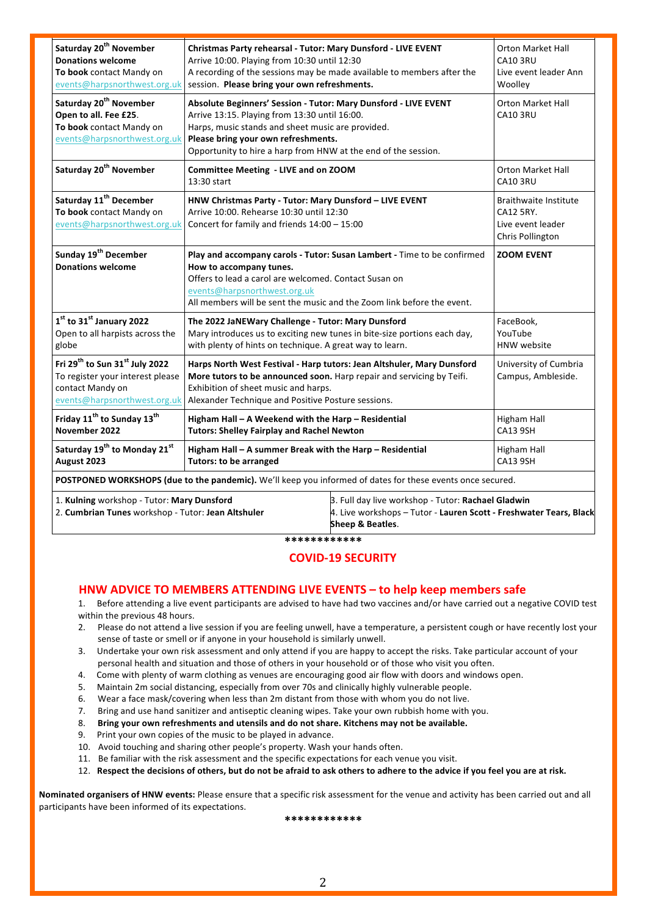| | | |
|---|---|---|
| **Saturday 20th November**<br>**Donations welcome**<br>**To book** contact Mandy on events@harpsnorthwest.org.uk | **Christmas Party rehearsal - Tutor: Mary Dunsford - LIVE EVENT**<br>Arrive 10:00. Playing from 10:30 until 12:30<br>A recording of the sessions may be made available to members after the session. **Please bring your own refreshments.** | Orton Market Hall<br>CA10 3RU<br>Live event leader Ann Woolley |
| **Saturday 20th November**<br>**Open to all. Fee £25.**<br>**To book** contact Mandy on events@harpsnorthwest.org.uk | **Absolute Beginners' Session - Tutor: Mary Dunsford - LIVE EVENT**<br>Arrive 13:15. Playing from 13:30 until 16:00.<br>Harps, music stands and sheet music are provided.<br>**Please bring your own refreshments.**<br>Opportunity to hire a harp from HNW at the end of the session. | Orton Market Hall<br>CA10 3RU |
| **Saturday 20th November** | **Committee Meeting - LIVE and on ZOOM**<br>13:30 start | Orton Market Hall<br>CA10 3RU |
| **Saturday 11th December**<br>**To book** contact Mandy on events@harpsnorthwest.org.uk | **HNW Christmas Party - Tutor: Mary Dunsford – LIVE EVENT**<br>Arrive 10:00. Rehearse 10:30 until 12:30<br>Concert for family and friends 14:00 – 15:00 | Braithwaite Institute<br>CA12 5RY.<br>Live event leader Chris Pollington |
| **Sunday 19th December**<br>**Donations welcome** | **Play and accompany carols - Tutor: Susan Lambert -** Time to be confirmed<br>**How to accompany tunes.**<br>Offers to lead a carol are welcomed. Contact Susan on events@harpsnorthwest.org.uk<br>All members will be sent the music and the Zoom link before the event. | **ZOOM EVENT** |
| **1st to 31st January 2022**<br>Open to all harpists across the globe | **The 2022 JaNEWary Challenge - Tutor: Mary Dunsford**<br>Mary introduces us to exciting new tunes in bite-size portions each day, with plenty of hints on technique. A great way to learn. | FaceBook,<br>YouTube<br>HNW website |
| **Fri 29th to Sun 31st July 2022**<br>To register your interest please contact Mandy on events@harpsnorthwest.org.uk | **Harps North West Festival - Harp tutors: Jean Altshuler, Mary Dunsford**<br>**More tutors to be announced soon.** Harp repair and servicing by Teifi.<br>Exhibition of sheet music and harps.<br>Alexander Technique and Positive Posture sessions. | University of Cumbria Campus, Ambleside. |
| **Friday 11th to Sunday 13th November 2022** | **Higham Hall – A Weekend with the Harp – Residential**<br>**Tutors: Shelley Fairplay and Rachel Newton** | Higham Hall<br>CA13 9SH |
| **Saturday 19th to Monday 21st August 2023** | **Higham Hall – A summer Break with the Harp – Residential**<br>**Tutors: to be arranged** | Higham Hall<br>CA13 9SH |

**POSTPONED WORKSHOPS (due to the pandemic).** We'll keep you informed of dates for these events once secured.

1. **Kulning** workshop - Tutor: **Mary Dunsford**
2. **Cumbrian Tunes** workshop - Tutor: **Jean Altshuler**
3. Full day live workshop - Tutor: **Rachael Gladwin**
4. Live workshops – Tutor - **Lauren Scott - Freshwater Tears, Black Sheep & Beatles**.

************

## COVID-19 SECURITY

## HNW ADVICE TO MEMBERS ATTENDING LIVE EVENTS – to help keep members safe

1. Before attending a live event participants are advised to have had two vaccines and/or have carried out a negative COVID test within the previous 48 hours.
2. Please do not attend a live session if you are feeling unwell, have a temperature, a persistent cough or have recently lost your sense of taste or smell or if anyone in your household is similarly unwell.
3. Undertake your own risk assessment and only attend if you are happy to accept the risks. Take particular account of your personal health and situation and those of others in your household or of those who visit you often.
4. Come with plenty of warm clothing as venues are encouraging good air flow with doors and windows open.
5. Maintain 2m social distancing, especially from over 70s and clinically highly vulnerable people.
6. Wear a face mask/covering when less than 2m distant from those with whom you do not live.
7. Bring and use hand sanitizer and antiseptic cleaning wipes. Take your own rubbish home with you.
8. **Bring your own refreshments and utensils and do not share. Kitchens may not be available.**
9. Print your own copies of the music to be played in advance.
10. Avoid touching and sharing other people's property. Wash your hands often.
11. Be familiar with the risk assessment and the specific expectations for each venue you visit.
12. **Respect the decisions of others, but do not be afraid to ask others to adhere to the advice if you feel you are at risk.**

**Nominated organisers of HNW events:** Please ensure that a specific risk assessment for the venue and activity has been carried out and all participants have been informed of its expectations.

************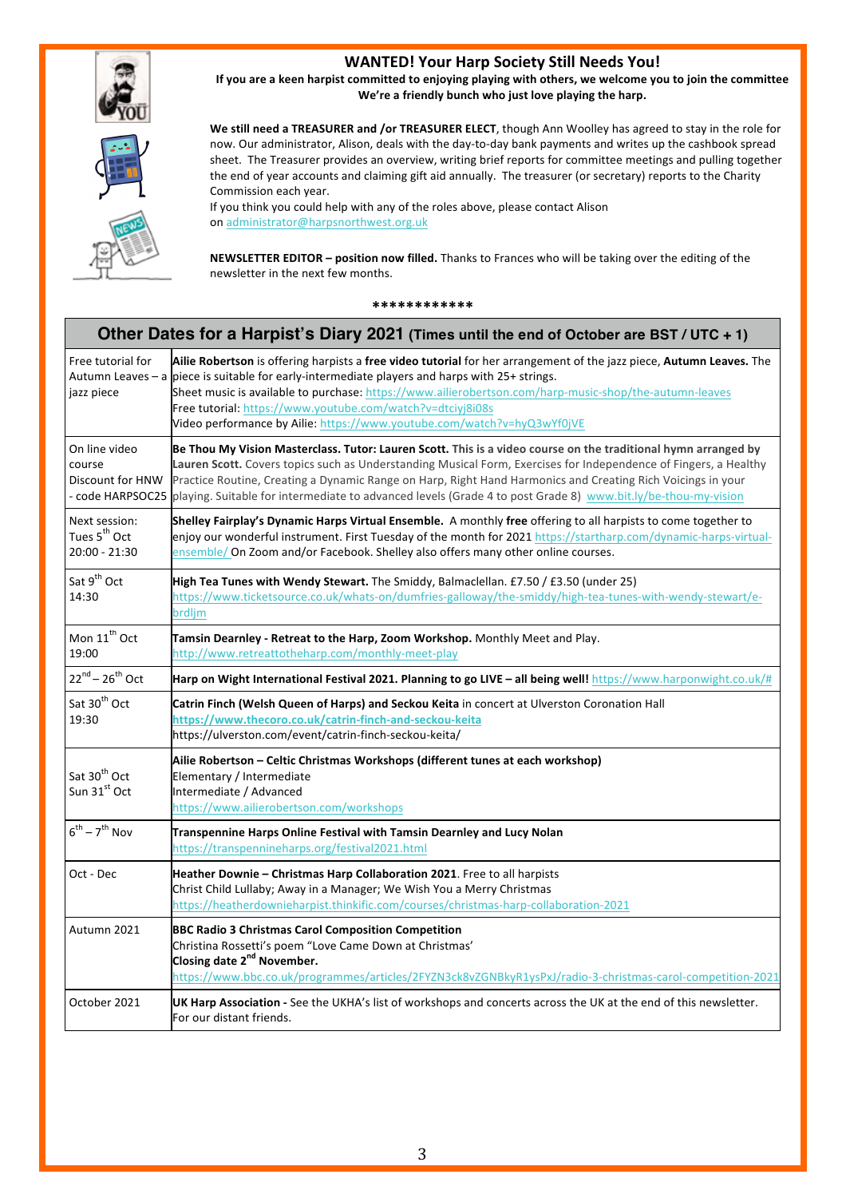## WANTED! Your Harp Society Still Needs You!

**If you are a keen harpist committed to enjoying playing with others, we welcome you to join the committee**
**We're a friendly bunch who just love playing the harp.**

**We still need a TREASURER and /or TREASURER ELECT**, though Ann Woolley has agreed to stay in the role for now. Our administrator, Alison, deals with the day-to-day bank payments and writes up the cashbook spread sheet. The Treasurer provides an overview, writing brief reports for committee meetings and pulling together the end of year accounts and claiming gift aid annually. The treasurer (or secretary) reports to the Charity Commission each year.
If you think you could help with any of the roles above, please contact Alison on administrator@harpsnorthwest.org.uk

**NEWSLETTER EDITOR – position now filled.** Thanks to Frances who will be taking over the editing of the newsletter in the next few months.

************

## Other Dates for a Harpist's Diary 2021 (Times until the end of October are BST / UTC + 1)

| | |
|---|---|
| Free tutorial for Autumn Leaves – a jazz piece | **Ailie Robertson** is offering harpists a **free video tutorial** for her arrangement of the jazz piece, **Autumn Leaves.** The piece is suitable for early-intermediate players and harps with 25+ strings.<br>Sheet music is available to purchase: https://www.ailierobertson.com/harp-music-shop/the-autumn-leaves<br>Free tutorial: https://www.youtube.com/watch?v=dtciyj8i08s<br>Video performance by Ailie: https://www.youtube.com/watch?v=hyQ3wYf0jVE |
| On line video course Discount for HNW - code HARPSOC25 | **Be Thou My Vision Masterclass. Tutor: Lauren Scott. This is a video course on the traditional hymn arranged by Lauren Scott.** Covers topics such as Understanding Musical Form, Exercises for Independence of Fingers, a Healthy Practice Routine, Creating a Dynamic Range on Harp, Right Hand Harmonics and Creating Rich Voicings in your playing. Suitable for intermediate to advanced levels (Grade 4 to post Grade 8) www.bit.ly/be-thou-my-vision |
| Next session: Tues 5th Oct 20:00 - 21:30 | **Shelley Fairplay's Dynamic Harps Virtual Ensemble.** A monthly **free** offering to all harpists to come together to enjoy our wonderful instrument. First Tuesday of the month for 2021 https://startharp.com/dynamic-harps-virtual-ensemble/ On Zoom and/or Facebook. Shelley also offers many other online courses. |
| Sat 9th Oct 14:30 | **High Tea Tunes with Wendy Stewart.** The Smiddy, Balmaclellan. £7.50 / £3.50 (under 25)<br>https://www.ticketsource.co.uk/whats-on/dumfries-galloway/the-smiddy/high-tea-tunes-with-wendy-stewart/e-brdljm |
| Mon 11th Oct 19:00 | **Tamsin Dearnley - Retreat to the Harp, Zoom Workshop.** Monthly Meet and Play.<br>http://www.retreattotheharp.com/monthly-meet-play |
| 22nd – 26th Oct | **Harp on Wight International Festival 2021. Planning to go LIVE – all being well!** https://www.harponwight.co.uk/# |
| Sat 30th Oct 19:30 | **Catrin Finch (Welsh Queen of Harps) and Seckou Keita** in concert at Ulverston Coronation Hall<br>**https://www.thecoro.co.uk/catrin-finch-and-seckou-keita**<br>https://ulverston.com/event/catrin-finch-seckou-keita/ |
| Sat 30th Oct<br>Sun 31st Oct | **Ailie Robertson – Celtic Christmas Workshops (different tunes at each workshop)**<br>Elementary / Intermediate<br>Intermediate / Advanced<br>https://www.ailierobertson.com/workshops |
| 6th – 7th Nov | **Transpennine Harps Online Festival with Tamsin Dearnley and Lucy Nolan**<br>https://transpennineharps.org/festival2021.html |
| Oct - Dec | **Heather Downie – Christmas Harp Collaboration 2021**. Free to all harpists<br>Christ Child Lullaby; Away in a Manager; We Wish You a Merry Christmas<br>https://heatherdownieharpist.thinkific.com/courses/christmas-harp-collaboration-2021 |
| Autumn 2021 | **BBC Radio 3 Christmas Carol Composition Competition**<br>Christina Rossetti's poem "Love Came Down at Christmas'<br>**Closing date 2nd November.**<br>https://www.bbc.co.uk/programmes/articles/2FYZN3ck8vZGNBkyR1ysPxJ/radio-3-christmas-carol-competition-2021 |
| October 2021 | **UK Harp Association -** See the UKHA's list of workshops and concerts across the UK at the end of this newsletter. For our distant friends. |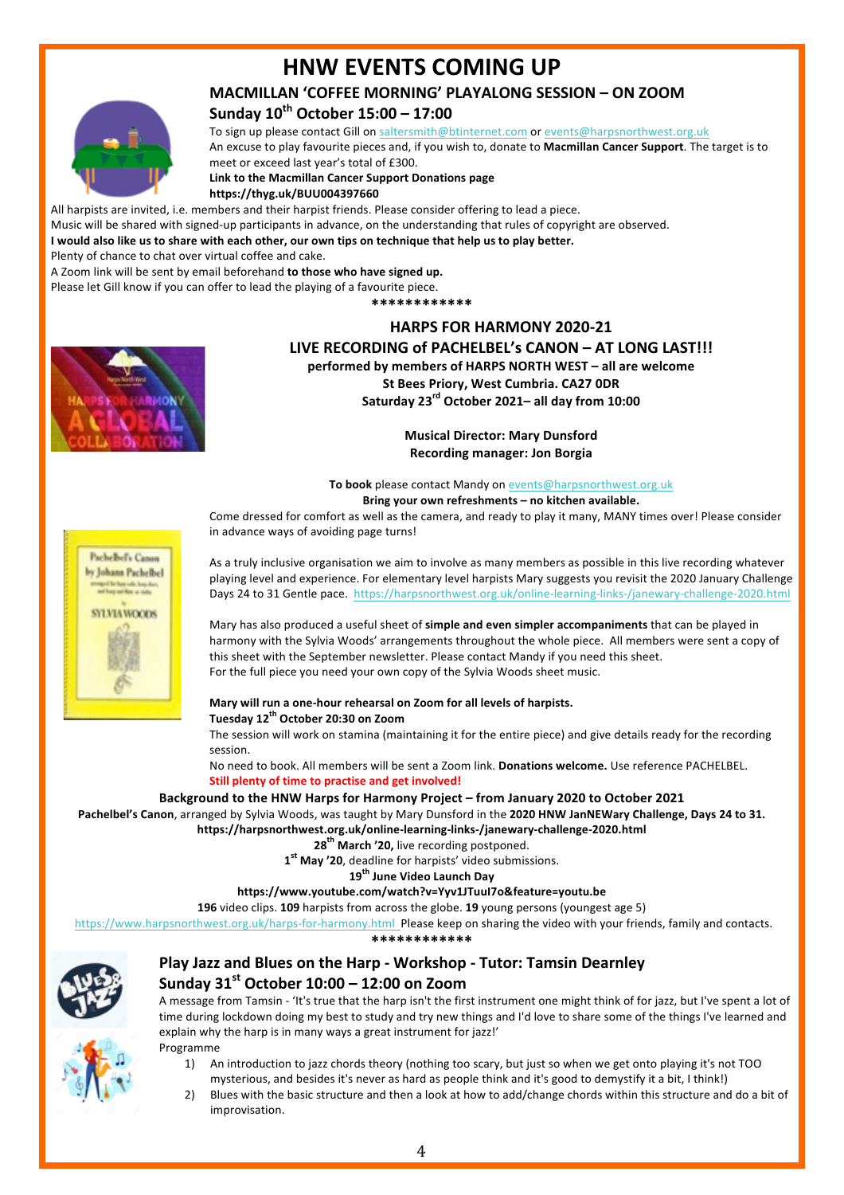# HNW EVENTS COMING UP

## MACMILLAN 'COFFEE MORNING' PLAYALONG SESSION – ON ZOOM

### Sunday 10th October 15:00 – 17:00

To sign up please contact Gill on saltersmith@btinternet.com or events@harpsnorthwest.org.uk

An excuse to play favourite pieces and, if you wish to, donate to **Macmillan Cancer Support**. The target is to meet or exceed last year's total of £300.

**Link to the Macmillan Cancer Support Donations page**
**https://thyg.uk/BUU004397660**

All harpists are invited, i.e. members and their harpist friends. Please consider offering to lead a piece.
Music will be shared with signed-up participants in advance, on the understanding that rules of copyright are observed.
**I would also like us to share with each other, our own tips on technique that help us to play better.**
Plenty of chance to chat over virtual coffee and cake.
A Zoom link will be sent by email beforehand **to those who have signed up.**
Please let Gill know if you can offer to lead the playing of a favourite piece.

\*\*\*\*\*\*\*\*\*\*\*\*

## HARPS FOR HARMONY 2020-21

## LIVE RECORDING of PACHELBEL's CANON – AT LONG LAST!!!

**performed by members of HARPS NORTH WEST – all are welcome**
**St Bees Priory, West Cumbria. CA27 0DR**
**Saturday 23rd October 2021– all day from 10:00**

**Musical Director: Mary Dunsford**
**Recording manager: Jon Borgia**

**To book** please contact Mandy on events@harpsnorthwest.org.uk
**Bring your own refreshments – no kitchen available.**

Come dressed for comfort as well as the camera, and ready to play it many, MANY times over! Please consider in advance ways of avoiding page turns!

As a truly inclusive organisation we aim to involve as many members as possible in this live recording whatever playing level and experience. For elementary level harpists Mary suggests you revisit the 2020 January Challenge Days 24 to 31 Gentle pace. https://harpsnorthwest.org.uk/online-learning-links-/janewary-challenge-2020.html

Mary has also produced a useful sheet of **simple and even simpler accompaniments** that can be played in harmony with the Sylvia Woods' arrangements throughout the whole piece. All members were sent a copy of this sheet with the September newsletter. Please contact Mandy if you need this sheet.
For the full piece you need your own copy of the Sylvia Woods sheet music.

**Mary will run a one-hour rehearsal on Zoom for all levels of harpists.**
**Tuesday 12th October 20:30 on Zoom**

The session will work on stamina (maintaining it for the entire piece) and give details ready for the recording session.

No need to book. All members will be sent a Zoom link. **Donations welcome.** Use reference PACHELBEL.
**Still plenty of time to practise and get involved!**

**Background to the HNW Harps for Harmony Project – from January 2020 to October 2021**

**Pachelbel's Canon**, arranged by Sylvia Woods, was taught by Mary Dunsford in the **2020 HNW JanNEWary Challenge, Days 24 to 31.**
**https://harpsnorthwest.org.uk/online-learning-links-/janewary-challenge-2020.html**
**28th March '20,** live recording postponed.
**1st May '20**, deadline for harpists' video submissions.
**19th June Video Launch Day**
**https://www.youtube.com/watch?v=Yyv1JTuul7o&feature=youtu.be**
**196** video clips. **109** harpists from across the globe. **19** young persons (youngest age 5)
https://www.harpsnorthwest.org.uk/harps-for-harmony.html Please keep on sharing the video with your friends, family and contacts.

\*\*\*\*\*\*\*\*\*\*\*\*

## Play Jazz and Blues on the Harp - Workshop - Tutor: Tamsin Dearnley

### Sunday 31st October 10:00 – 12:00 on Zoom

A message from Tamsin - 'It's true that the harp isn't the first instrument one might think of for jazz, but I've spent a lot of time during lockdown doing my best to study and try new things and I'd love to share some of the things I've learned and explain why the harp is in many ways a great instrument for jazz!'

Programme

1) An introduction to jazz chords theory (nothing too scary, but just so when we get onto playing it's not TOO mysterious, and besides it's never as hard as people think and it's good to demystify it a bit, I think!)
2) Blues with the basic structure and then a look at how to add/change chords within this structure and do a bit of improvisation.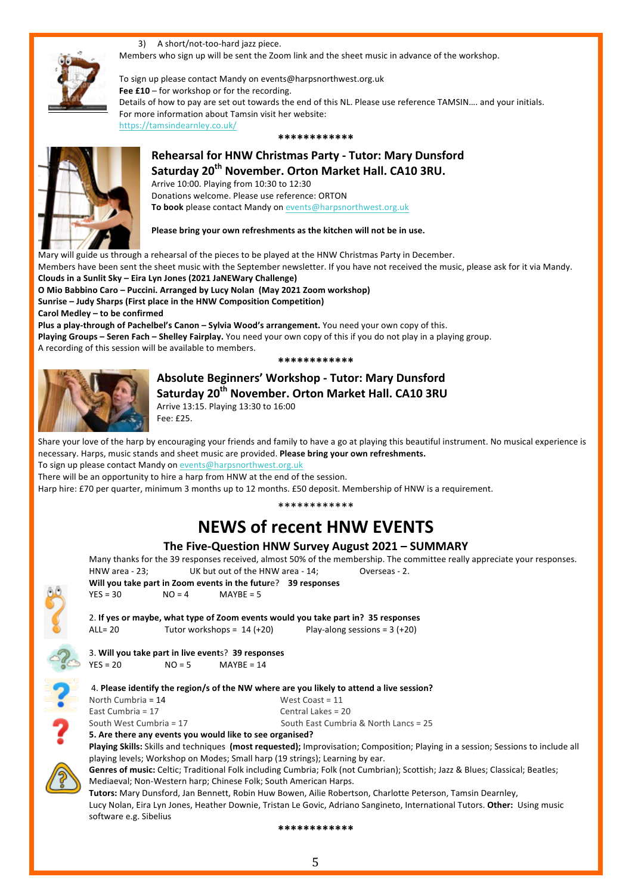3) A short/not-too-hard jazz piece.

Members who sign up will be sent the Zoom link and the sheet music in advance of the workshop.

To sign up please contact Mandy on events@harpsnorthwest.org.uk

**Fee £10** – for workshop or for the recording.

Details of how to pay are set out towards the end of this NL. Please use reference TAMSIN…. and your initials.

For more information about Tamsin visit her website:

https://tamsindearnley.co.uk/

************

### Rehearsal for HNW Christmas Party - Tutor: Mary Dunsford
### Saturday 20th November. Orton Market Hall. CA10 3RU.

Arrive 10:00. Playing from 10:30 to 12:30

Donations welcome. Please use reference: ORTON

**To book** please contact Mandy on events@harpsnorthwest.org.uk

**Please bring your own refreshments as the kitchen will not be in use.**

Mary will guide us through a rehearsal of the pieces to be played at the HNW Christmas Party in December.

Members have been sent the sheet music with the September newsletter. If you have not received the music, please ask for it via Mandy.

**Clouds in a Sunlit Sky – Eira Lyn Jones (2021 JaNEWary Challenge)**

**O Mio Babbino Caro – Puccini. Arranged by Lucy Nolan (May 2021 Zoom workshop)**

**Sunrise – Judy Sharps (First place in the HNW Composition Competition)**

**Carol Medley – to be confirmed**

**Plus a play-through of Pachelbel's Canon – Sylvia Wood's arrangement.** You need your own copy of this.

**Playing Groups – Seren Fach – Shelley Fairplay.** You need your own copy of this if you do not play in a playing group.

A recording of this session will be available to members.

************

### Absolute Beginners' Workshop - Tutor: Mary Dunsford
### Saturday 20th November. Orton Market Hall. CA10 3RU

Arrive 13:15. Playing 13:30 to 16:00

Fee: £25.

Share your love of the harp by encouraging your friends and family to have a go at playing this beautiful instrument. No musical experience is necessary. Harps, music stands and sheet music are provided. **Please bring your own refreshments.**

To sign up please contact Mandy on events@harpsnorthwest.org.uk

There will be an opportunity to hire a harp from HNW at the end of the session.

Harp hire: £70 per quarter, minimum 3 months up to 12 months. £50 deposit. Membership of HNW is a requirement.

************

# NEWS of recent HNW EVENTS

## The Five-Question HNW Survey August 2021 – SUMMARY

Many thanks for the 39 responses received, almost 50% of the membership. The committee really appreciate your responses.

HNW area - 23; UK but out of the HNW area - 14; Overseas - 2.

**Will you take part in Zoom events in the future**? **39 responses**

YES = 30 NO = 4 MAYBE = 5

2. **If yes or maybe, what type of Zoom events would you take part in? 35 responses**

ALL= 20 Tutor workshops = 14 (+20) Play-along sessions = 3 (+20)

3. **Will you take part in live events**? **39 responses**

YES = 20 NO = 5 MAYBE = 14

4. **Please identify the region/s of the NW where are you likely to attend a live session?**

North Cumbria = 14
West Coast = 11
East Cumbria = 17
Central Lakes = 20
South West Cumbria = 17
South East Cumbria & North Lancs = 25

**5. Are there any events you would like to see organised?**

**Playing Skills:** Skills and techniques **(most requested);** Improvisation; Composition; Playing in a session; Sessions to include all playing levels; Workshop on Modes; Small harp (19 strings); Learning by ear.

**Genres of music:** Celtic; Traditional Folk including Cumbria; Folk (not Cumbrian); Scottish; Jazz & Blues; Classical; Beatles; Mediaeval; Non-Western harp; Chinese Folk; South American Harps.

**Tutors:** Mary Dunsford, Jan Bennett, Robin Huw Bowen, Ailie Robertson, Charlotte Peterson, Tamsin Dearnley, Lucy Nolan, Eira Lyn Jones, Heather Downie, Tristan Le Govic, Adriano Sangineto, International Tutors. **Other:** Using music software e.g. Sibelius

************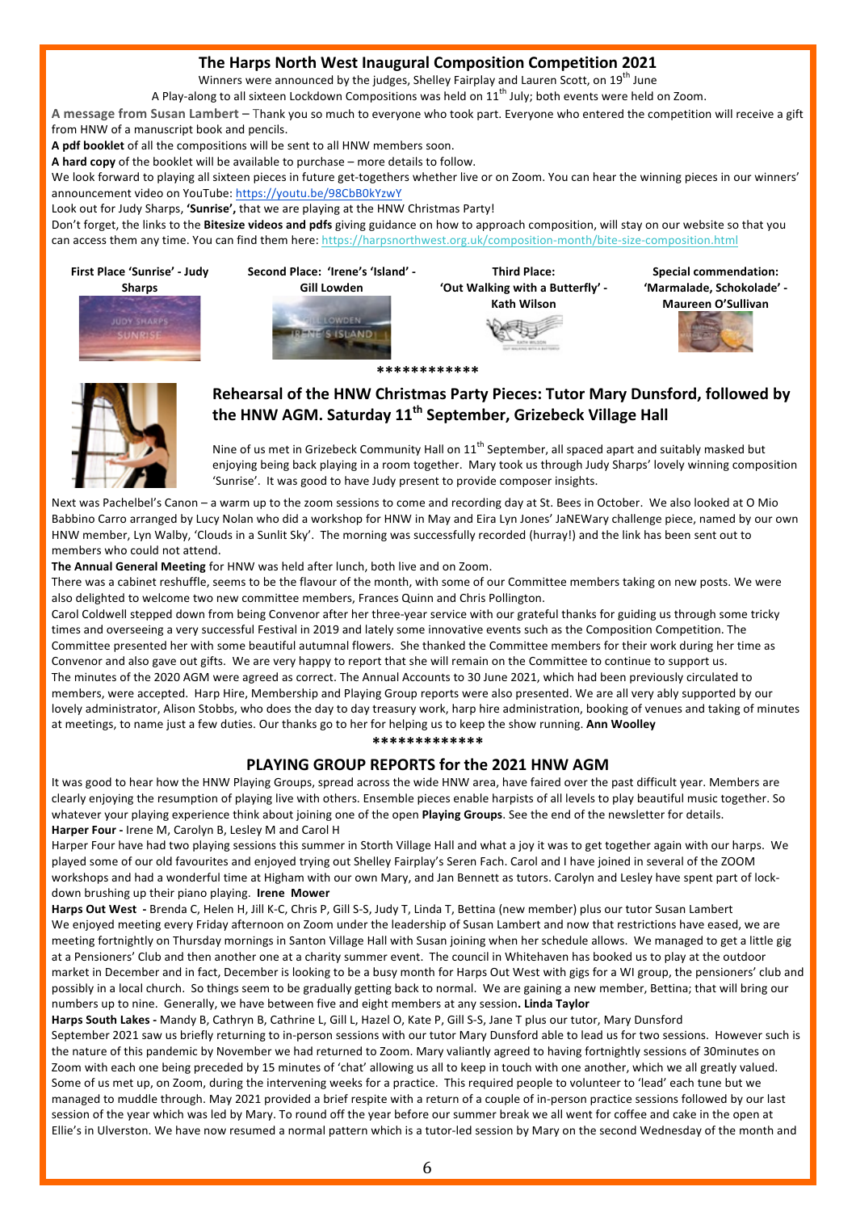## The Harps North West Inaugural Composition Competition 2021

Winners were announced by the judges, Shelley Fairplay and Lauren Scott, on 19th June

A Play-along to all sixteen Lockdown Compositions was held on 11th July; both events were held on Zoom.

**A message from Susan Lambert** – Thank you so much to everyone who took part. Everyone who entered the competition will receive a gift from HNW of a manuscript book and pencils.

**A pdf booklet** of all the compositions will be sent to all HNW members soon.

**A hard copy** of the booklet will be available to purchase – more details to follow.

We look forward to playing all sixteen pieces in future get-togethers whether live or on Zoom. You can hear the winning pieces in our winners' announcement video on YouTube: https://youtu.be/98CbB0kYzwY

Look out for Judy Sharps, **'Sunrise',** that we are playing at the HNW Christmas Party!

Don't forget, the links to the **Bitesize videos and pdfs** giving guidance on how to approach composition, will stay on our website so that you can access them any time. You can find them here: https://harpsnorthwest.org.uk/composition-month/bite-size-composition.html

**First Place 'Sunrise' - Judy Sharps**

**Second Place: 'Irene's 'Island' - Gill Lowden**

**Third Place: 'Out Walking with a Butterfly' - Kath Wilson**

**Special commendation: 'Marmalade, Schokolade' - Maureen O'Sullivan**

************

## Rehearsal of the HNW Christmas Party Pieces: Tutor Mary Dunsford, followed by the HNW AGM. Saturday 11th September, Grizebeck Village Hall

Nine of us met in Grizebeck Community Hall on 11th September, all spaced apart and suitably masked but enjoying being back playing in a room together. Mary took us through Judy Sharps' lovely winning composition 'Sunrise'. It was good to have Judy present to provide composer insights.

Next was Pachelbel's Canon – a warm up to the zoom sessions to come and recording day at St. Bees in October. We also looked at O Mio Babbino Carro arranged by Lucy Nolan who did a workshop for HNW in May and Eira Lyn Jones' JaNEWary challenge piece, named by our own HNW member, Lyn Walby, 'Clouds in a Sunlit Sky'. The morning was successfully recorded (hurray!) and the link has been sent out to members who could not attend.

**The Annual General Meeting** for HNW was held after lunch, both live and on Zoom.

There was a cabinet reshuffle, seems to be the flavour of the month, with some of our Committee members taking on new posts. We were also delighted to welcome two new committee members, Frances Quinn and Chris Pollington.

Carol Coldwell stepped down from being Convenor after her three-year service with our grateful thanks for guiding us through some tricky times and overseeing a very successful Festival in 2019 and lately some innovative events such as the Composition Competition. The Committee presented her with some beautiful autumnal flowers. She thanked the Committee members for their work during her time as Convenor and also gave out gifts. We are very happy to report that she will remain on the Committee to continue to support us.

The minutes of the 2020 AGM were agreed as correct. The Annual Accounts to 30 June 2021, which had been previously circulated to members, were accepted. Harp Hire, Membership and Playing Group reports were also presented. We are all very ably supported by our lovely administrator, Alison Stobbs, who does the day to day treasury work, harp hire administration, booking of venues and taking of minutes at meetings, to name just a few duties. Our thanks go to her for helping us to keep the show running. **Ann Woolley**

*************

## PLAYING GROUP REPORTS for the 2021 HNW AGM

It was good to hear how the HNW Playing Groups, spread across the wide HNW area, have faired over the past difficult year. Members are clearly enjoying the resumption of playing live with others. Ensemble pieces enable harpists of all levels to play beautiful music together. So whatever your playing experience think about joining one of the open **Playing Groups**. See the end of the newsletter for details.

**Harper Four -** Irene M, Carolyn B, Lesley M and Carol H

Harper Four have had two playing sessions this summer in Storth Village Hall and what a joy it was to get together again with our harps. We played some of our old favourites and enjoyed trying out Shelley Fairplay's Seren Fach. Carol and I have joined in several of the ZOOM workshops and had a wonderful time at Higham with our own Mary, and Jan Bennett as tutors. Carolyn and Lesley have spent part of lock-down brushing up their piano playing. **Irene Mower**

**Harps Out West -** Brenda C, Helen H, Jill K-C, Chris P, Gill S-S, Judy T, Linda T, Bettina (new member) plus our tutor Susan Lambert

We enjoyed meeting every Friday afternoon on Zoom under the leadership of Susan Lambert and now that restrictions have eased, we are meeting fortnightly on Thursday mornings in Santon Village Hall with Susan joining when her schedule allows. We managed to get a little gig at a Pensioners' Club and then another one at a charity summer event. The council in Whitehaven has booked us to play at the outdoor market in December and in fact, December is looking to be a busy month for Harps Out West with gigs for a WI group, the pensioners' club and possibly in a local church. So things seem to be gradually getting back to normal. We are gaining a new member, Bettina; that will bring our numbers up to nine. Generally, we have between five and eight members at any session**. Linda Taylor**

**Harps South Lakes -** Mandy B, Cathryn B, Cathrine L, Gill L, Hazel O, Kate P, Gill S-S, Jane T plus our tutor, Mary Dunsford

September 2021 saw us briefly returning to in-person sessions with our tutor Mary Dunsford able to lead us for two sessions. However such is the nature of this pandemic by November we had returned to Zoom. Mary valiantly agreed to having fortnightly sessions of 30minutes on Zoom with each one being preceded by 15 minutes of 'chat' allowing us all to keep in touch with one another, which we all greatly valued. Some of us met up, on Zoom, during the intervening weeks for a practice. This required people to volunteer to 'lead' each tune but we managed to muddle through. May 2021 provided a brief respite with a return of a couple of in-person practice sessions followed by our last session of the year which was led by Mary. To round off the year before our summer break we all went for coffee and cake in the open at Ellie's in Ulverston. We have now resumed a normal pattern which is a tutor-led session by Mary on the second Wednesday of the month and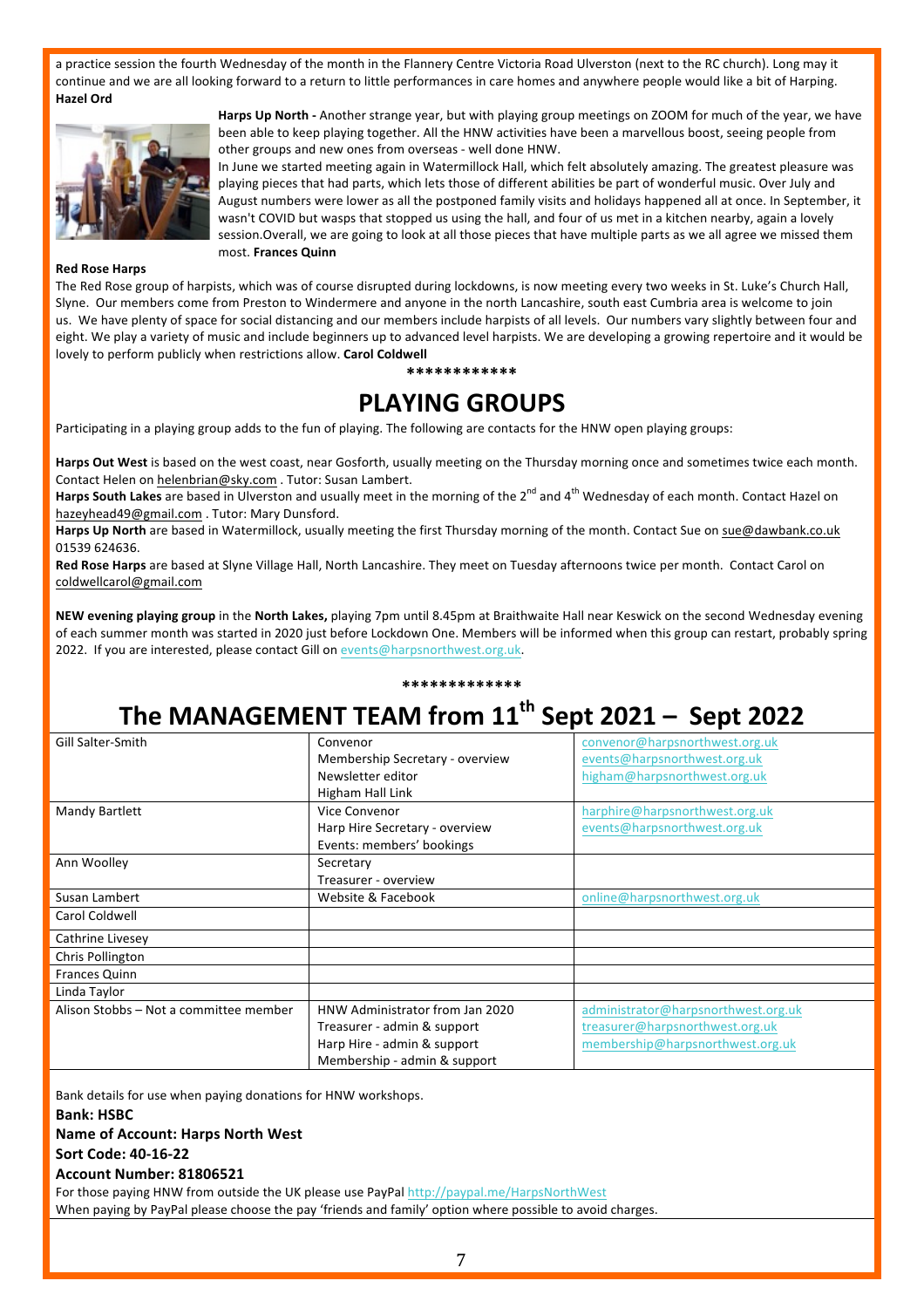a practice session the fourth Wednesday of the month in the Flannery Centre Victoria Road Ulverston (next to the RC church). Long may it continue and we are all looking forward to a return to little performances in care homes and anywhere people would like a bit of Harping. **Hazel Ord**

**Harps Up North -** Another strange year, but with playing group meetings on ZOOM for much of the year, we have been able to keep playing together. All the HNW activities have been a marvellous boost, seeing people from other groups and new ones from overseas - well done HNW.

In June we started meeting again in Watermillock Hall, which felt absolutely amazing. The greatest pleasure was playing pieces that had parts, which lets those of different abilities be part of wonderful music. Over July and August numbers were lower as all the postponed family visits and holidays happened all at once. In September, it wasn't COVID but wasps that stopped us using the hall, and four of us met in a kitchen nearby, again a lovely session.Overall, we are going to look at all those pieces that have multiple parts as we all agree we missed them most. **Frances Quinn**

**Red Rose Harps**

The Red Rose group of harpists, which was of course disrupted during lockdowns, is now meeting every two weeks in St. Luke's Church Hall, Slyne. Our members come from Preston to Windermere and anyone in the north Lancashire, south east Cumbria area is welcome to join us. We have plenty of space for social distancing and our members include harpists of all levels. Our numbers vary slightly between four and eight. We play a variety of music and include beginners up to advanced level harpists. We are developing a growing repertoire and it would be lovely to perform publicly when restrictions allow. **Carol Coldwell**

************

# PLAYING GROUPS

Participating in a playing group adds to the fun of playing. The following are contacts for the HNW open playing groups:

**Harps Out West** is based on the west coast, near Gosforth, usually meeting on the Thursday morning once and sometimes twice each month. Contact Helen on helenbrian@sky.com . Tutor: Susan Lambert.

**Harps South Lakes** are based in Ulverston and usually meet in the morning of the 2nd and 4th Wednesday of each month. Contact Hazel on hazeyhead49@gmail.com . Tutor: Mary Dunsford.

**Harps Up North** are based in Watermillock, usually meeting the first Thursday morning of the month. Contact Sue on sue@dawbank.co.uk 01539 624636.

**Red Rose Harps** are based at Slyne Village Hall, North Lancashire. They meet on Tuesday afternoons twice per month. Contact Carol on coldwellcarol@gmail.com

**NEW evening playing group** in the **North Lakes,** playing 7pm until 8.45pm at Braithwaite Hall near Keswick on the second Wednesday evening of each summer month was started in 2020 just before Lockdown One. Members will be informed when this group can restart, probably spring 2022. If you are interested, please contact Gill on events@harpsnorthwest.org.uk.

*************

# The MANAGEMENT TEAM from 11th Sept 2021 – Sept 2022

| | | |
|---|---|---|
| Gill Salter-Smith | Convenor<br>Membership Secretary - overview<br>Newsletter editor<br>Higham Hall Link | convenor@harpsnorthwest.org.uk<br>events@harpsnorthwest.org.uk<br>higham@harpsnorthwest.org.uk |
| Mandy Bartlett | Vice Convenor<br>Harp Hire Secretary - overview<br>Events: members' bookings | harphire@harpsnorthwest.org.uk<br>events@harpsnorthwest.org.uk |
| Ann Woolley | Secretary<br>Treasurer - overview | |
| Susan Lambert | Website & Facebook | online@harpsnorthwest.org.uk |
| Carol Coldwell | | |
| Cathrine Livesey | | |
| Chris Pollington | | |
| Frances Quinn | | |
| Linda Taylor | | |
| Alison Stobbs – Not a committee member | HNW Administrator from Jan 2020<br>Treasurer - admin & support<br>Harp Hire - admin & support<br>Membership - admin & support | administrator@harpsnorthwest.org.uk<br>treasurer@harpsnorthwest.org.uk<br>membership@harpsnorthwest.org.uk |

Bank details for use when paying donations for HNW workshops.

**Bank: HSBC**

**Name of Account: Harps North West**

**Sort Code: 40-16-22**

**Account Number: 81806521**

For those paying HNW from outside the UK please use PayPal http://paypal.me/HarpsNorthWest

When paying by PayPal please choose the pay 'friends and family' option where possible to avoid charges.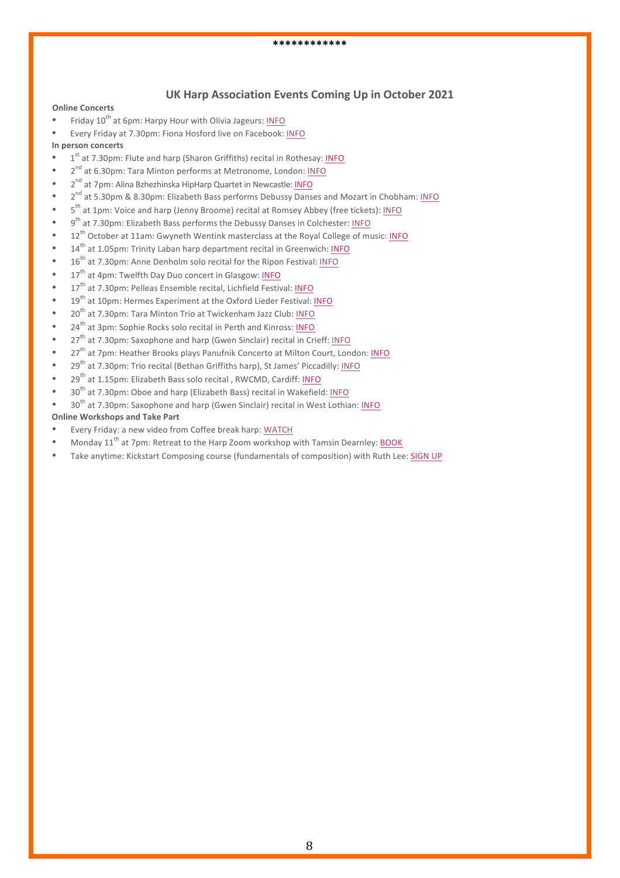************

## UK Harp Association Events Coming Up in October 2021

**Online Concerts**

- Friday 10th at 6pm: Harpy Hour with Olivia Jageurs: INFO
- Every Friday at 7.30pm: Fiona Hosford live on Facebook: INFO

**In person concerts**

- 1st at 7.30pm: Flute and harp (Sharon Griffiths) recital in Rothesay: INFO
- 2nd at 6.30pm: Tara Minton performs at Metronome, London: INFO
- 2nd at 7pm: Alina Bzhezhinska HipHarp Quartet in Newcastle: INFO
- 2nd at 5.30pm & 8.30pm: Elizabeth Bass performs Debussy Danses and Mozart in Chobham: INFO
- 5th at 1pm: Voice and harp (Jenny Broome) recital at Romsey Abbey (free tickets): INFO
- 9th at 7.30pm: Elizabeth Bass performs the Debussy Danses in Colchester: INFO
- 12th October at 11am: Gwyneth Wentink masterclass at the Royal College of music: INFO
- 14th at 1.05pm: Trinity Laban harp department recital in Greenwich: INFO
- 16th at 7.30pm: Anne Denholm solo recital for the Ripon Festival: INFO
- 17th at 4pm: Twelfth Day Duo concert in Glasgow: INFO
- 17th at 7.30pm: Pelleas Ensemble recital, Lichfield Festival: INFO
- 19th at 10pm: Hermes Experiment at the Oxford Lieder Festival: INFO
- 20th at 7.30pm: Tara Minton Trio at Twickenham Jazz Club: INFO
- 24th at 3pm: Sophie Rocks solo recital in Perth and Kinross: INFO
- 27th at 7.30pm: Saxophone and harp (Gwen Sinclair) recital in Crieff: INFO
- 27th at 7pm: Heather Brooks plays Panufnik Concerto at Milton Court, London: INFO
- 29th at 7.30pm: Trio recital (Bethan Griffiths harp), St James' Piccadilly: INFO
- 29th at 1.15pm: Elizabeth Bass solo recital , RWCMD, Cardiff: INFO
- 30th at 7.30pm: Oboe and harp (Elizabeth Bass) recital in Wakefield: INFO
- 30th at 7.30pm: Saxophone and harp (Gwen Sinclair) recital in West Lothian: INFO

**Online Workshops and Take Part**

- Every Friday: a new video from Coffee break harp: WATCH
- Monday 11th at 7pm: Retreat to the Harp Zoom workshop with Tamsin Dearnley: BOOK
- Take anytime: Kickstart Composing course (fundamentals of composition) with Ruth Lee: SIGN UP